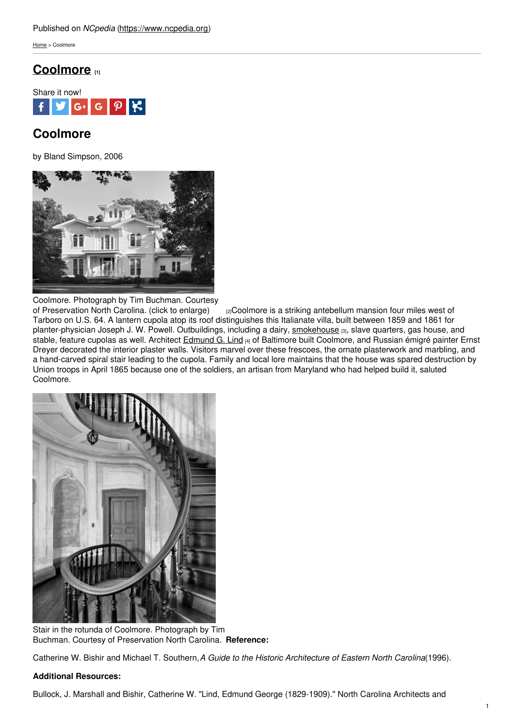Published on *NCpedia* (https://www.ncpedia.org)

Home > Coolmore

# Coolmore [1]

Share it now!

## Coolmore

by Bland Simpson, 2006

Coolmore. Photograph by Tim Buchman. Courtesy of Preservation North Carolina. (click to enlarge) [2]

Coolmore is a striking antebellum mansion four miles west of Tarboro on U.S. 64. A lantern cupola atop its roof distinguishes this Italianate villa, built between 1859 and 1861 for planter-physician Joseph J. W. Powell. Outbuildings, including a dairy, smokehouse [3], slave quarters, gas house, and stable, feature cupolas as well. Architect Edmund G. Lind [4] of Baltimore built Coolmore, and Russian émigré painter Ernst Dreyer decorated the interior plaster walls. Visitors marvel over these frescoes, the ornate plasterwork and marbling, and a hand-carved spiral stair leading to the cupola. Family and local lore maintains that the house was spared destruction by Union troops in April 1865 because one of the soldiers, an artisan from Maryland who had helped build it, saluted Coolmore.

Stair in the rotunda of Coolmore. Photograph by Tim Buchman. Courtesy of Preservation North Carolina.

**Reference:**

Catherine W. Bishir and Michael T. Southern, *A Guide to the Historic Architecture of Eastern North Carolina* (1996).

**Additional Resources:**

Bullock, J. Marshall and Bishir, Catherine W. "Lind, Edmund George (1829-1909)." North Carolina Architects and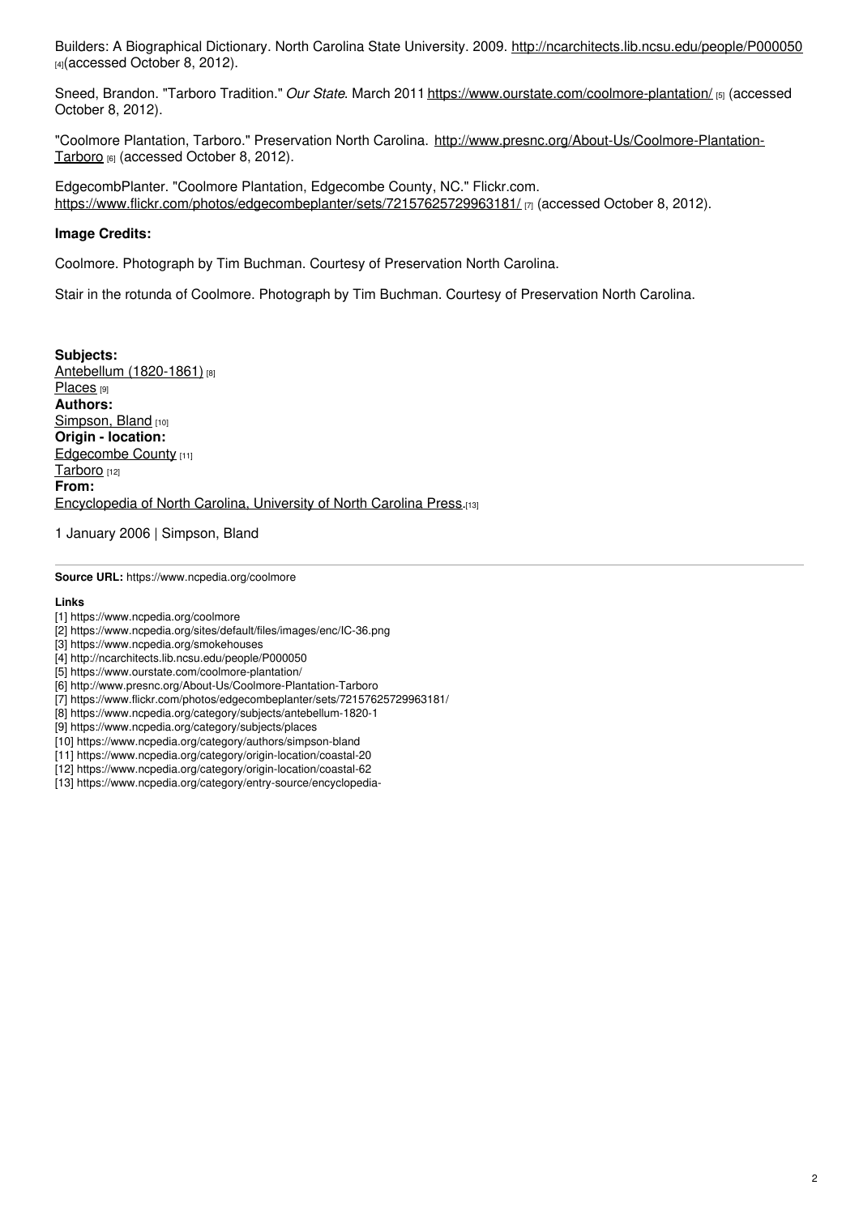Builders: A Biographical Dictionary. North Carolina State University. 2009. http://ncarchitects.lib.ncsu.edu/people/P000050 [4](accessed October 8, 2012).

Sneed, Brandon. "Tarboro Tradition." *Our State*. March 2011 https://www.ourstate.com/coolmore-plantation/ [5] (accessed October 8, 2012).

"Coolmore Plantation, Tarboro." Preservation North Carolina. http://www.presnc.org/About-Us/Coolmore-Plantation-Tarboro [6] (accessed October 8, 2012).

EdgecombPlanter. "Coolmore Plantation, Edgecombe County, NC." Flickr.com. https://www.flickr.com/photos/edgecombeplanter/sets/72157625729963181/ [7] (accessed October 8, 2012).

**Image Credits:**

Coolmore. Photograph by Tim Buchman. Courtesy of Preservation North Carolina.

Stair in the rotunda of Coolmore. Photograph by Tim Buchman. Courtesy of Preservation North Carolina.

**Subjects:**
Antebellum (1820-1861) [8]
Places [9]
**Authors:**
Simpson, Bland [10]
**Origin - location:**
Edgecombe County [11]
Tarboro [12]
**From:**
Encyclopedia of North Carolina, University of North Carolina Press.[13]

1 January 2006 | Simpson, Bland

**Source URL:** https://www.ncpedia.org/coolmore

**Links**
[1] https://www.ncpedia.org/coolmore
[2] https://www.ncpedia.org/sites/default/files/images/enc/IC-36.png
[3] https://www.ncpedia.org/smokehouses
[4] http://ncarchitects.lib.ncsu.edu/people/P000050
[5] https://www.ourstate.com/coolmore-plantation/
[6] http://www.presnc.org/About-Us/Coolmore-Plantation-Tarboro
[7] https://www.flickr.com/photos/edgecombeplanter/sets/72157625729963181/
[8] https://www.ncpedia.org/category/subjects/antebellum-1820-1
[9] https://www.ncpedia.org/category/subjects/places
[10] https://www.ncpedia.org/category/authors/simpson-bland
[11] https://www.ncpedia.org/category/origin-location/coastal-20
[12] https://www.ncpedia.org/category/origin-location/coastal-62
[13] https://www.ncpedia.org/category/entry-source/encyclopedia-